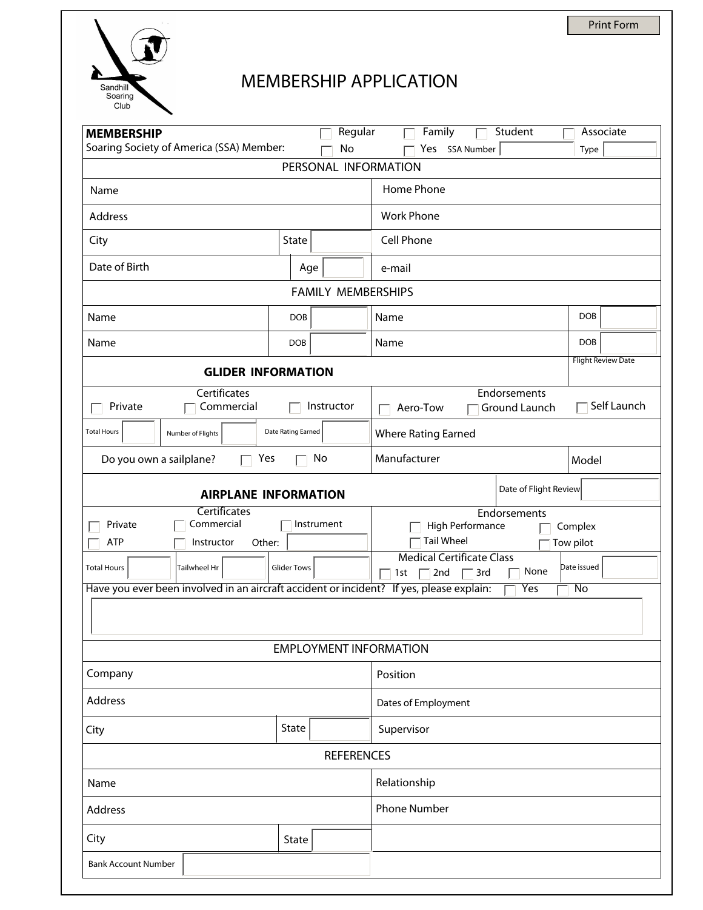Print Form

Sandhill Soaring Club

# MEMBERSHIP APPLICATION

**MEMBERSHIP** ☐ Regular ☐ Family ☐ Student ☐ Associate

Soaring Society of America (SSA) Member: ☐ No ☐ Yes SSA Number ______ Type ______

## PERSONAL INFORMATION

| | | | |
|---|---|---|---|
| Name | | Home Phone | |
| Address | | Work Phone | |
| City | State | Cell Phone | |
| Date of Birth | Age | e-mail | |

## FAMILY MEMBERSHIPS

| | | | |
|---|---|---|---|
| Name | DOB | Name | DOB |
| Name | DOB | Name | DOB |

## GLIDER INFORMATION

Flight Review Date ______

**Certificates:** ☐ Private ☐ Commercial ☐ Instructor

**Endorsements:** ☐ Aero-Tow ☐ Ground Launch ☐ Self Launch

Total Hours ______ Number of Flights ______ Date Rating Earned ______ Where Rating Earned ______

Do you own a sailplane? ☐ Yes ☐ No Manufacturer ______ Model ______

## AIRPLANE INFORMATION

Date of Flight Review ______

**Certificates:** ☐ Private ☐ Commercial ☐ Instrument ☐ ATP ☐ Instructor Other: ______

**Endorsements:** ☐ High Performance ☐ Complex ☐ Tail Wheel ☐ Tow pilot

Total Hours ______ Tailwheel Hr ______ Glider Tows ______

Medical Certificate Class ☐ 1st ☐ 2nd ☐ 3rd ☐ None Date issued ______

Have you ever been involved in an aircraft accident or incident? If yes, please explain: ☐ Yes ☐ No

## EMPLOYMENT INFORMATION

| | | | |
|---|---|---|---|
| Company | | Position | |
| Address | | Dates of Employment | |
| City | State | Supervisor | |

## REFERENCES

| | | | |
|---|---|---|---|
| Name | | Relationship | |
| Address | | Phone Number | |
| City | State | | |
| Bank Account Number | | | |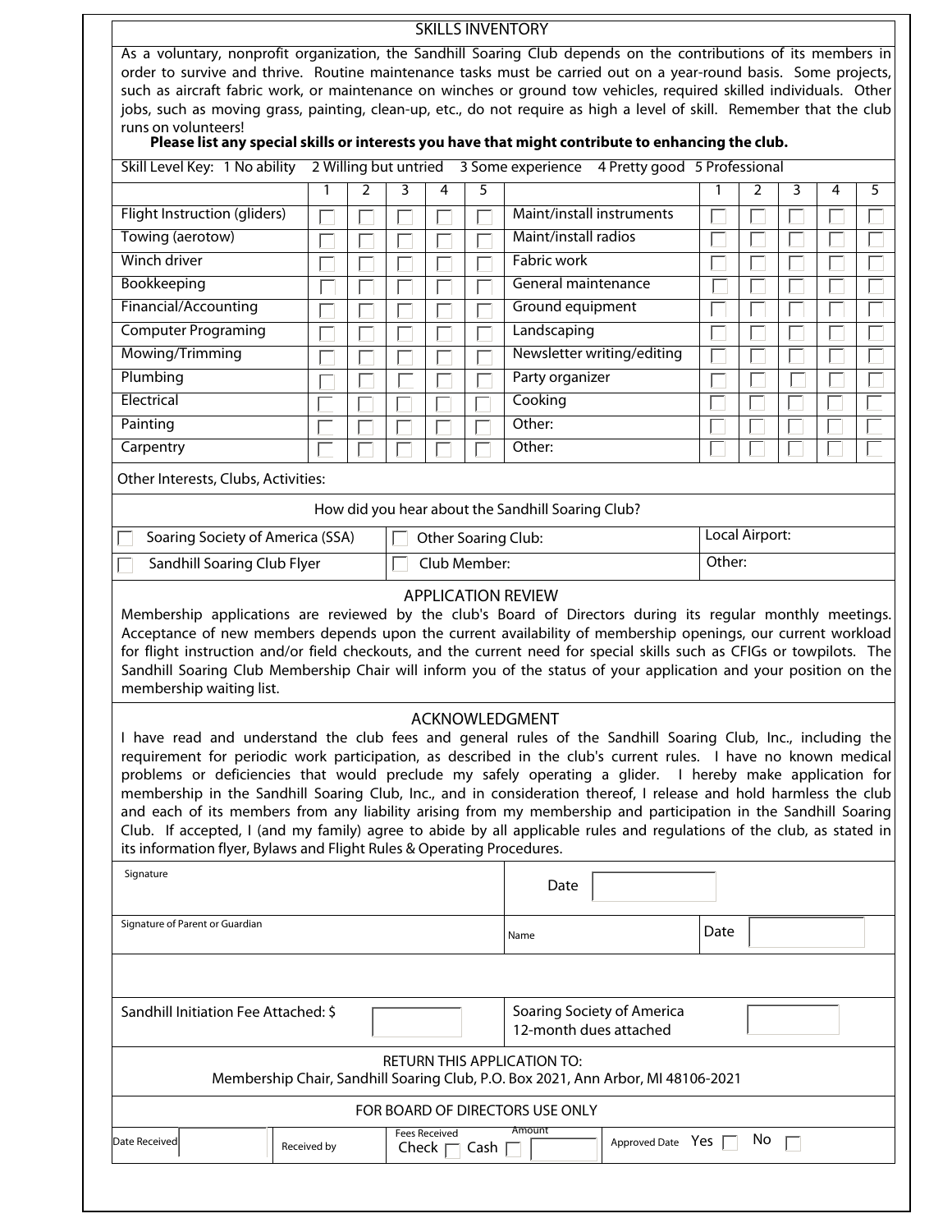## SKILLS INVENTORY

As a voluntary, nonprofit organization, the Sandhill Soaring Club depends on the contributions of its members in order to survive and thrive. Routine maintenance tasks must be carried out on a year-round basis. Some projects, such as aircraft fabric work, or maintenance on winches or ground tow vehicles, required skilled individuals. Other jobs, such as mowing grass, painting, clean-up, etc., do not require as high a level of skill. Remember that the club runs on volunteers!

**Please list any special skills or interests you have that might contribute to enhancing the club.**

Skill Level Key: 1 No ability 2 Willing but untried 3 Some experience 4 Pretty good 5 Professional

| | 1 | 2 | 3 | 4 | 5 | | 1 | 2 | 3 | 4 | 5 |
|---|---|---|---|---|---|---|---|---|---|---|---|
| Flight Instruction (gliders) | ☐ | ☐ | ☐ | ☐ | ☐ | Maint/install instruments | ☐ | ☐ | ☐ | ☐ | ☐ |
| Towing (aerotow) | ☐ | ☐ | ☐ | ☐ | ☐ | Maint/install radios | ☐ | ☐ | ☐ | ☐ | ☐ |
| Winch driver | ☐ | ☐ | ☐ | ☐ | ☐ | Fabric work | ☐ | ☐ | ☐ | ☐ | ☐ |
| Bookkeeping | ☐ | ☐ | ☐ | ☐ | ☐ | General maintenance | ☐ | ☐ | ☐ | ☐ | ☐ |
| Financial/Accounting | ☐ | ☐ | ☐ | ☐ | ☐ | Ground equipment | ☐ | ☐ | ☐ | ☐ | ☐ |
| Computer Programing | ☐ | ☐ | ☐ | ☐ | ☐ | Landscaping | ☐ | ☐ | ☐ | ☐ | ☐ |
| Mowing/Trimming | ☐ | ☐ | ☐ | ☐ | ☐ | Newsletter writing/editing | ☐ | ☐ | ☐ | ☐ | ☐ |
| Plumbing | ☐ | ☐ | ☐ | ☐ | ☐ | Party organizer | ☐ | ☐ | ☐ | ☐ | ☐ |
| Electrical | ☐ | ☐ | ☐ | ☐ | ☐ | Cooking | ☐ | ☐ | ☐ | ☐ | ☐ |
| Painting | ☐ | ☐ | ☐ | ☐ | ☐ | Other: | ☐ | ☐ | ☐ | ☐ | ☐ |
| Carpentry | ☐ | ☐ | ☐ | ☐ | ☐ | Other: | ☐ | ☐ | ☐ | ☐ | ☐ |

Other Interests, Clubs, Activities:

How did you hear about the Sandhill Soaring Club?

| | | |
|---|---|---|
| ☐ Soaring Society of America (SSA) | ☐ Other Soaring Club: | Local Airport: |
| ☐ Sandhill Soaring Club Flyer | ☐ Club Member: | Other: |

## APPLICATION REVIEW

Membership applications are reviewed by the club's Board of Directors during its regular monthly meetings. Acceptance of new members depends upon the current availability of membership openings, our current workload for flight instruction and/or field checkouts, and the current need for special skills such as CFIGs or towpilots. The Sandhill Soaring Club Membership Chair will inform you of the status of your application and your position on the membership waiting list.

## ACKNOWLEDGMENT

I have read and understand the club fees and general rules of the Sandhill Soaring Club, Inc., including the requirement for periodic work participation, as described in the club's current rules. I have no known medical problems or deficiencies that would preclude my safely operating a glider. I hereby make application for membership in the Sandhill Soaring Club, Inc., and in consideration thereof, I release and hold harmless the club and each of its members from any liability arising from my membership and participation in the Sandhill Soaring Club. If accepted, I (and my family) agree to abide by all applicable rules and regulations of the club, as stated in its information flyer, Bylaws and Flight Rules & Operating Procedures.

| | | |
|---|---|---|
| Signature | Date | |
| Signature of Parent or Guardian | Name | Date |

| | |
|---|---|
| Sandhill Initiation Fee Attached: $ | Soaring Society of America 12-month dues attached |

RETURN THIS APPLICATION TO:
Membership Chair, Sandhill Soaring Club, P.O. Box 2021, Ann Arbor, MI 48106-2021

FOR BOARD OF DIRECTORS USE ONLY

| | | | | |
|---|---|---|---|---|
| Date Received | Received by | Fees Received Check ☐ Cash ☐ | Amount | Approved Date Yes ☐ No ☐ |